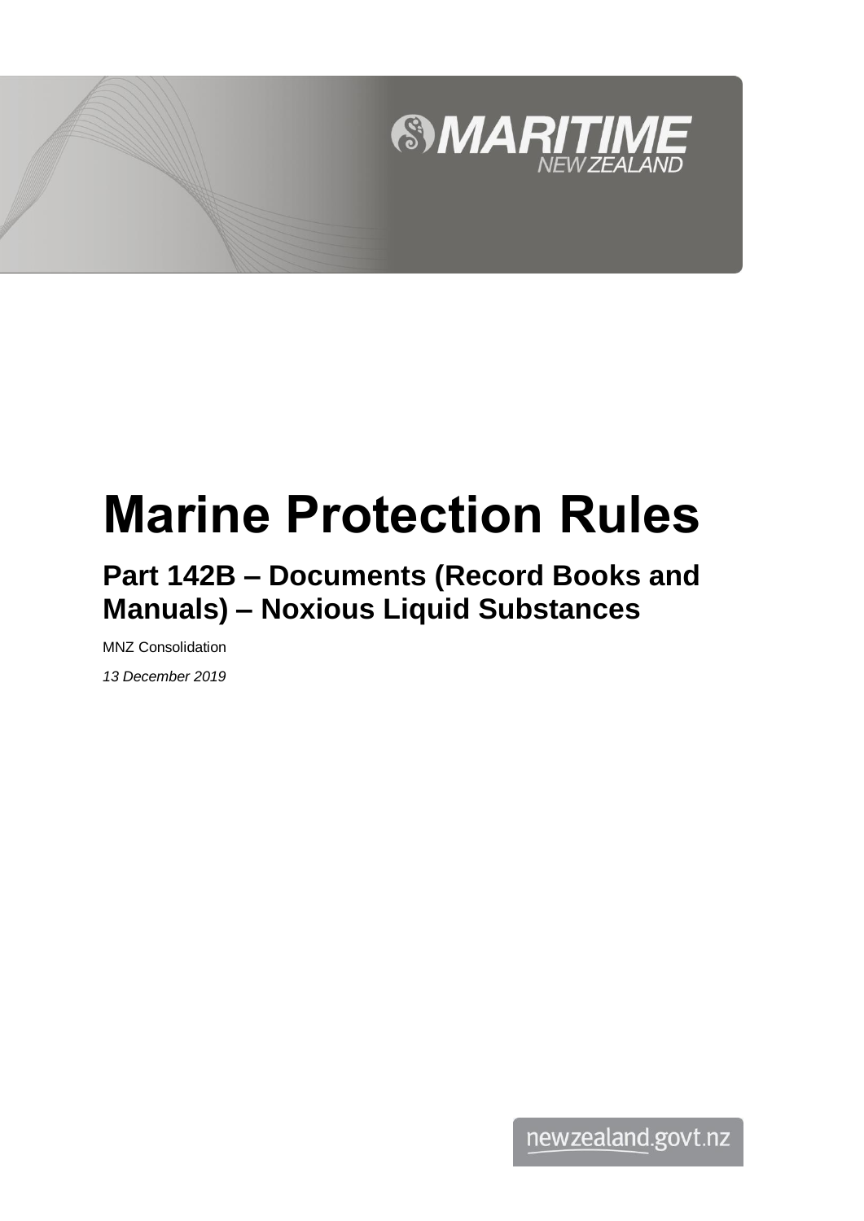MARITIME NEW ZEALAND

# Marine Protection Rules

## Part 142B – Documents (Record Books and Manuals) – Noxious Liquid Substances

MNZ Consolidation

*13 December 2019*

newzealand.govt.nz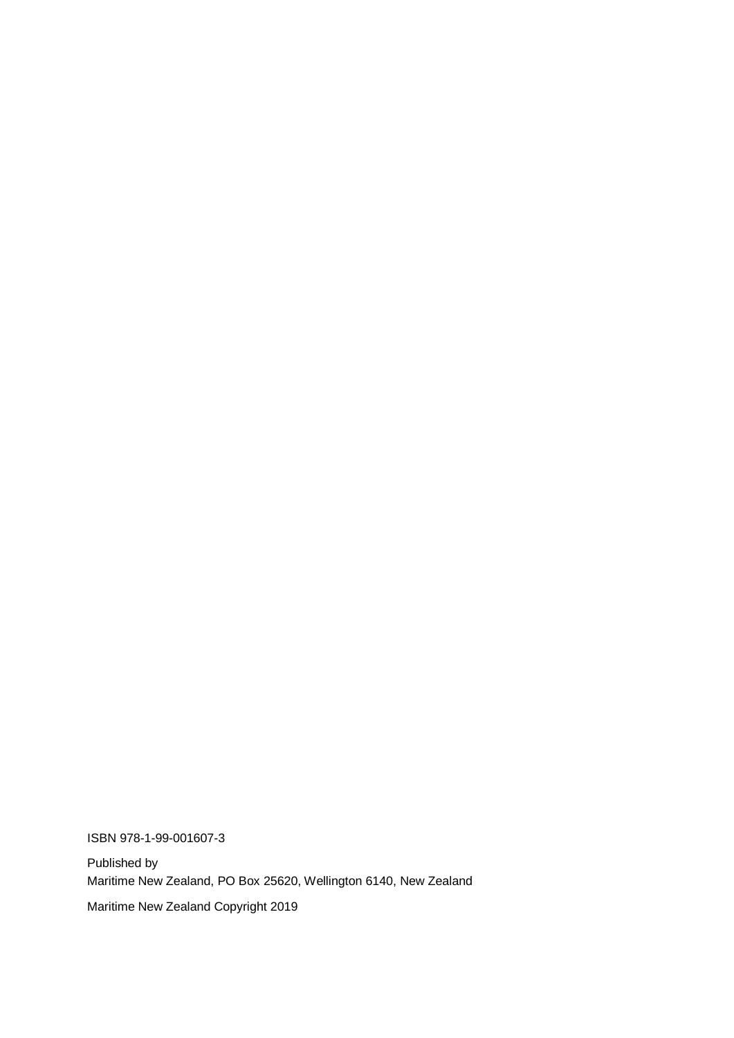ISBN 978-1-99-001607-3

Published by
Maritime New Zealand, PO Box 25620, Wellington 6140, New Zealand

Maritime New Zealand Copyright 2019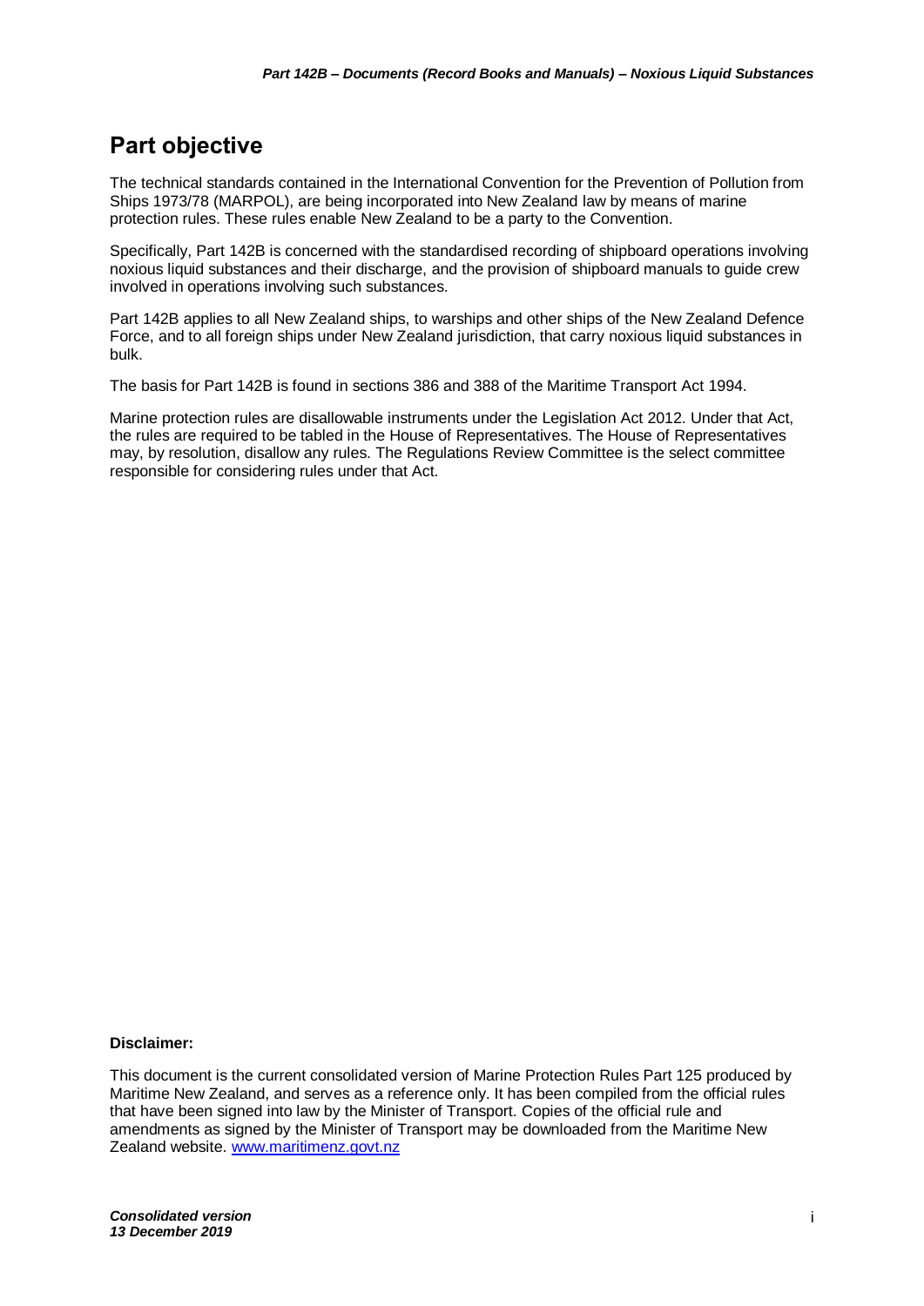# Part objective

The technical standards contained in the International Convention for the Prevention of Pollution from Ships 1973/78 (MARPOL), are being incorporated into New Zealand law by means of marine protection rules. These rules enable New Zealand to be a party to the Convention.

Specifically, Part 142B is concerned with the standardised recording of shipboard operations involving noxious liquid substances and their discharge, and the provision of shipboard manuals to guide crew involved in operations involving such substances.

Part 142B applies to all New Zealand ships, to warships and other ships of the New Zealand Defence Force, and to all foreign ships under New Zealand jurisdiction, that carry noxious liquid substances in bulk.

The basis for Part 142B is found in sections 386 and 388 of the Maritime Transport Act 1994.

Marine protection rules are disallowable instruments under the Legislation Act 2012. Under that Act, the rules are required to be tabled in the House of Representatives. The House of Representatives may, by resolution, disallow any rules. The Regulations Review Committee is the select committee responsible for considering rules under that Act.

**Disclaimer:**

This document is the current consolidated version of Marine Protection Rules Part 125 produced by Maritime New Zealand, and serves as a reference only. It has been compiled from the official rules that have been signed into law by the Minister of Transport. Copies of the official rule and amendments as signed by the Minister of Transport may be downloaded from the Maritime New Zealand website. www.maritimenz.govt.nz

***Consolidated version***
***13 December 2019***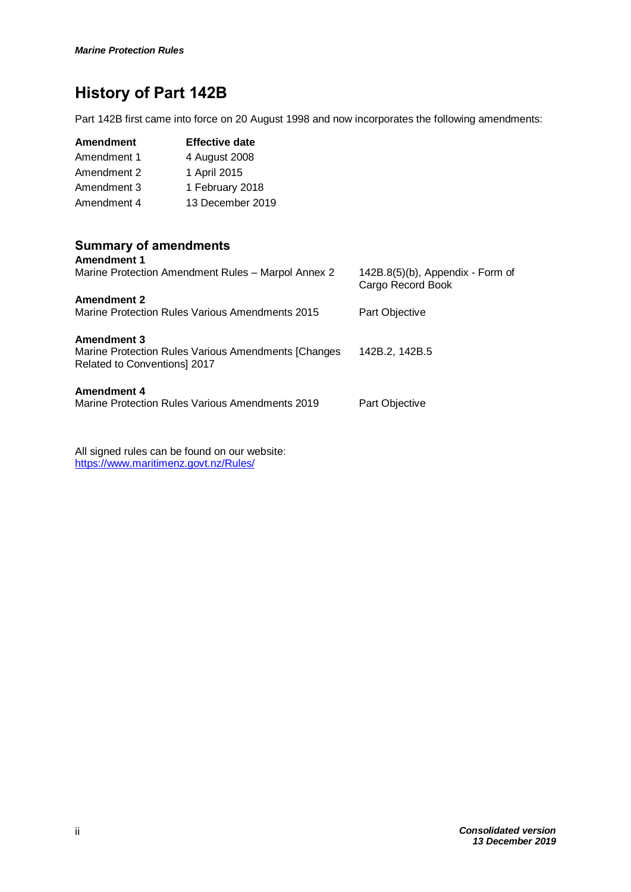# History of Part 142B

Part 142B first came into force on 20 August 1998 and now incorporates the following amendments:

| Amendment | Effective date |
|---|---|
| Amendment 1 | 4 August 2008 |
| Amendment 2 | 1 April 2015 |
| Amendment 3 | 1 February 2018 |
| Amendment 4 | 13 December 2019 |

## Summary of amendments

**Amendment 1**
Marine Protection Amendment Rules – Marpol Annex 2 — 142B.8(5)(b), Appendix - Form of Cargo Record Book

**Amendment 2**
Marine Protection Rules Various Amendments 2015 — Part Objective

**Amendment 3**
Marine Protection Rules Various Amendments [Changes Related to Conventions] 2017 — 142B.2, 142B.5

**Amendment 4**
Marine Protection Rules Various Amendments 2019 — Part Objective

All signed rules can be found on our website:
https://www.maritimenz.govt.nz/Rules/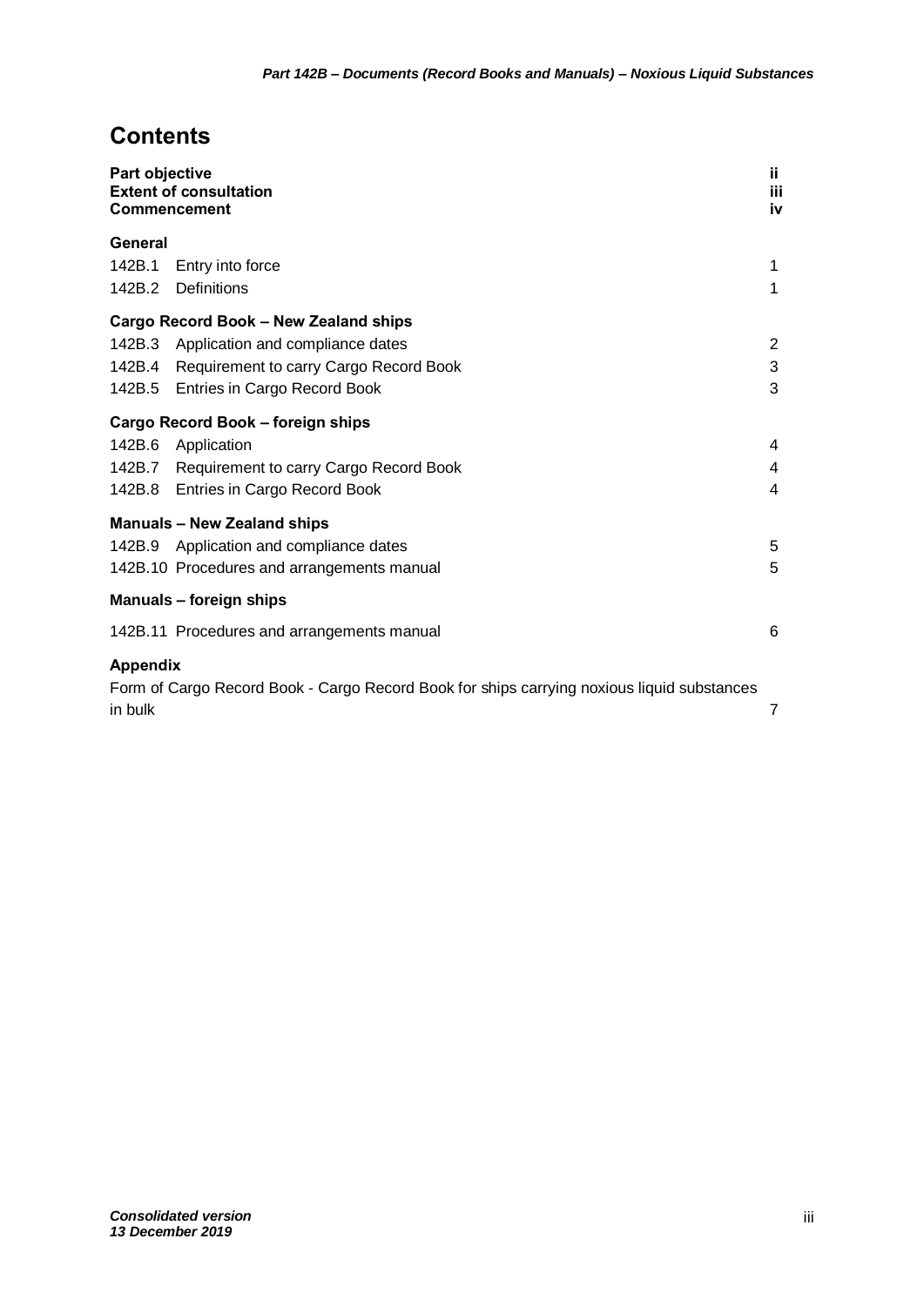# Contents

| | |
|---|---|
| **Part objective** | **ii** |
| **Extent of consultation** | **iii** |
| **Commencement** | **iv** |
| **General** | |
| 142B.1 Entry into force | 1 |
| 142B.2 Definitions | 1 |
| **Cargo Record Book – New Zealand ships** | |
| 142B.3 Application and compliance dates | 2 |
| 142B.4 Requirement to carry Cargo Record Book | 3 |
| 142B.5 Entries in Cargo Record Book | 3 |
| **Cargo Record Book – foreign ships** | |
| 142B.6 Application | 4 |
| 142B.7 Requirement to carry Cargo Record Book | 4 |
| 142B.8 Entries in Cargo Record Book | 4 |
| **Manuals – New Zealand ships** | |
| 142B.9 Application and compliance dates | 5 |
| 142B.10 Procedures and arrangements manual | 5 |
| **Manuals – foreign ships** | |
| 142B.11 Procedures and arrangements manual | 6 |
| **Appendix** | |
| Form of Cargo Record Book - Cargo Record Book for ships carrying noxious liquid substances in bulk | 7 |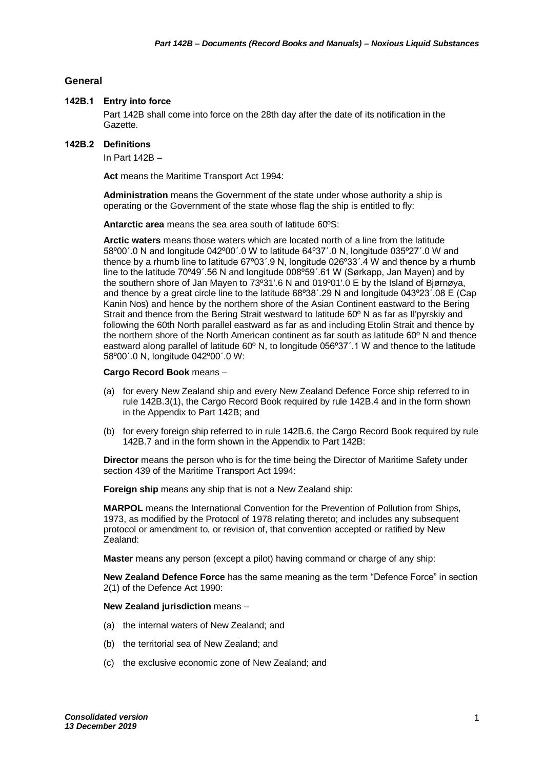## General

### 142B.1 Entry into force

Part 142B shall come into force on the 28th day after the date of its notification in the Gazette.

### 142B.2 Definitions

In Part 142B –

**Act** means the Maritime Transport Act 1994:

**Administration** means the Government of the state under whose authority a ship is operating or the Government of the state whose flag the ship is entitled to fly:

**Antarctic area** means the sea area south of latitude 60ºS:

**Arctic waters** means those waters which are located north of a line from the latitude 58º00´.0 N and longitude 042º00´.0 W to latitude 64º37´.0 N, longitude 035º27´.0 W and thence by a rhumb line to latitude 67º03´.9 N, longitude 026º33´.4 W and thence by a rhumb line to the latitude 70º49´.56 N and longitude 008º59´.61 W (Sørkapp, Jan Mayen) and by the southern shore of Jan Mayen to 73º31'.6 N and 019º01'.0 E by the Island of Bjørnøya, and thence by a great circle line to the latitude 68º38´.29 N and longitude 043º23´.08 E (Cap Kanin Nos) and hence by the northern shore of the Asian Continent eastward to the Bering Strait and thence from the Bering Strait westward to latitude 60º N as far as Il'pyrskiy and following the 60th North parallel eastward as far as and including Etolin Strait and thence by the northern shore of the North American continent as far south as latitude 60º N and thence eastward along parallel of latitude 60º N, to longitude 056º37´.1 W and thence to the latitude 58º00´.0 N, longitude 042º00´.0 W:

**Cargo Record Book** means –

(a) for every New Zealand ship and every New Zealand Defence Force ship referred to in rule 142B.3(1), the Cargo Record Book required by rule 142B.4 and in the form shown in the Appendix to Part 142B; and

(b) for every foreign ship referred to in rule 142B.6, the Cargo Record Book required by rule 142B.7 and in the form shown in the Appendix to Part 142B:

**Director** means the person who is for the time being the Director of Maritime Safety under section 439 of the Maritime Transport Act 1994:

**Foreign ship** means any ship that is not a New Zealand ship:

**MARPOL** means the International Convention for the Prevention of Pollution from Ships, 1973, as modified by the Protocol of 1978 relating thereto; and includes any subsequent protocol or amendment to, or revision of, that convention accepted or ratified by New Zealand:

**Master** means any person (except a pilot) having command or charge of any ship:

**New Zealand Defence Force** has the same meaning as the term "Defence Force" in section 2(1) of the Defence Act 1990:

**New Zealand jurisdiction** means –

(a) the internal waters of New Zealand; and

(b) the territorial sea of New Zealand; and

(c) the exclusive economic zone of New Zealand; and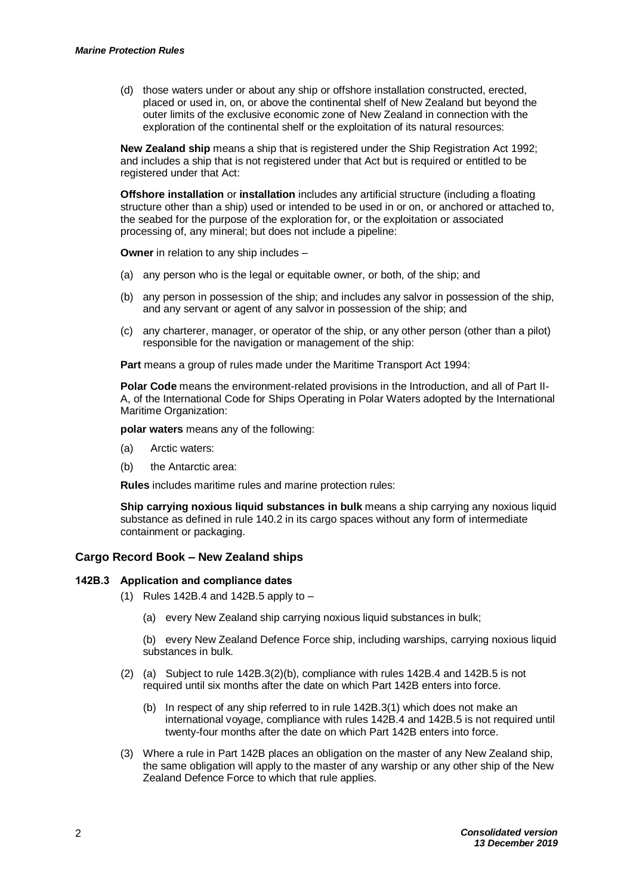(d) those waters under or about any ship or offshore installation constructed, erected, placed or used in, on, or above the continental shelf of New Zealand but beyond the outer limits of the exclusive economic zone of New Zealand in connection with the exploration of the continental shelf or the exploitation of its natural resources:

**New Zealand ship** means a ship that is registered under the Ship Registration Act 1992; and includes a ship that is not registered under that Act but is required or entitled to be registered under that Act:

**Offshore installation** or **installation** includes any artificial structure (including a floating structure other than a ship) used or intended to be used in or on, or anchored or attached to, the seabed for the purpose of the exploration for, or the exploitation or associated processing of, any mineral; but does not include a pipeline:

**Owner** in relation to any ship includes –

(a) any person who is the legal or equitable owner, or both, of the ship; and

(b) any person in possession of the ship; and includes any salvor in possession of the ship, and any servant or agent of any salvor in possession of the ship; and

(c) any charterer, manager, or operator of the ship, or any other person (other than a pilot) responsible for the navigation or management of the ship:

**Part** means a group of rules made under the Maritime Transport Act 1994:

**Polar Code** means the environment-related provisions in the Introduction, and all of Part II-A, of the International Code for Ships Operating in Polar Waters adopted by the International Maritime Organization:

**polar waters** means any of the following:

(a) Arctic waters:

(b) the Antarctic area:

**Rules** includes maritime rules and marine protection rules:

**Ship carrying noxious liquid substances in bulk** means a ship carrying any noxious liquid substance as defined in rule 140.2 in its cargo spaces without any form of intermediate containment or packaging.

## Cargo Record Book – New Zealand ships

### 142B.3 Application and compliance dates

(1) Rules 142B.4 and 142B.5 apply to –

(a) every New Zealand ship carrying noxious liquid substances in bulk;

(b) every New Zealand Defence Force ship, including warships, carrying noxious liquid substances in bulk.

(2) (a) Subject to rule 142B.3(2)(b), compliance with rules 142B.4 and 142B.5 is not required until six months after the date on which Part 142B enters into force.

(b) In respect of any ship referred to in rule 142B.3(1) which does not make an international voyage, compliance with rules 142B.4 and 142B.5 is not required until twenty-four months after the date on which Part 142B enters into force.

(3) Where a rule in Part 142B places an obligation on the master of any New Zealand ship, the same obligation will apply to the master of any warship or any other ship of the New Zealand Defence Force to which that rule applies.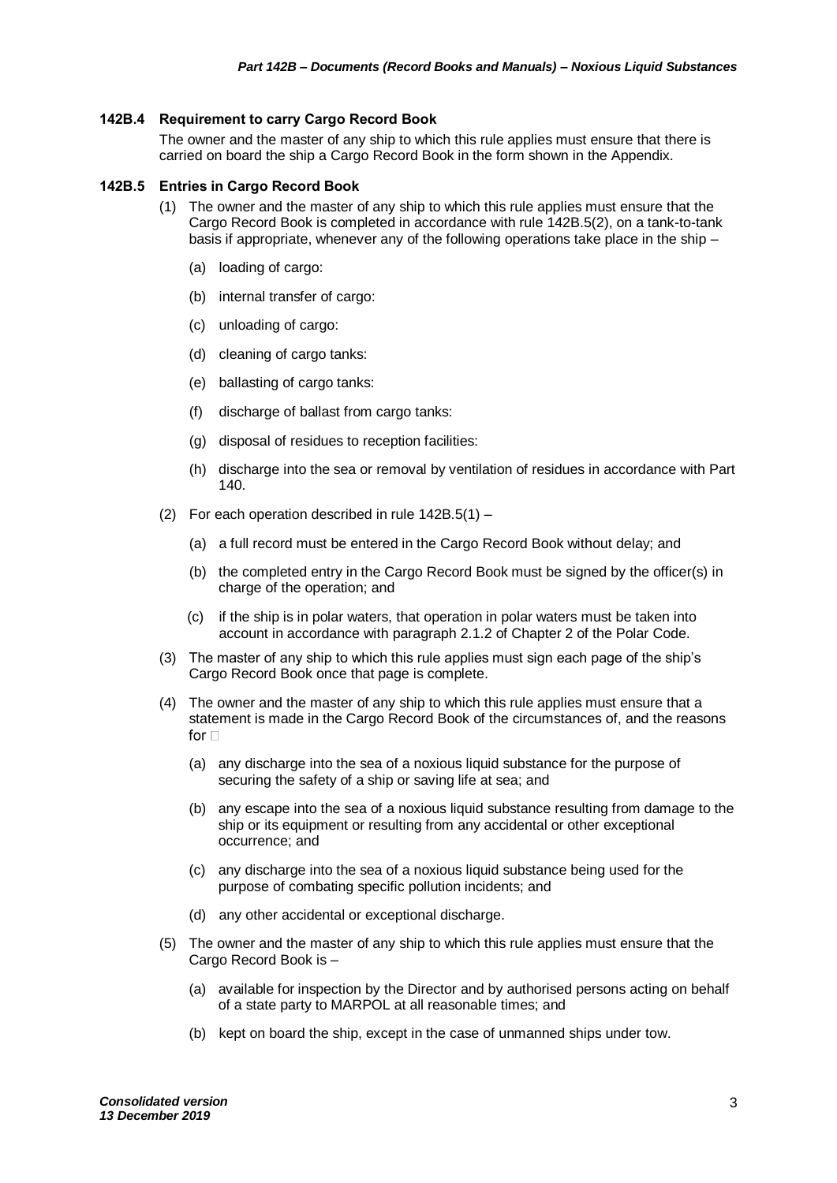### 142B.4 Requirement to carry Cargo Record Book

The owner and the master of any ship to which this rule applies must ensure that there is carried on board the ship a Cargo Record Book in the form shown in the Appendix.

### 142B.5 Entries in Cargo Record Book

(1) The owner and the master of any ship to which this rule applies must ensure that the Cargo Record Book is completed in accordance with rule 142B.5(2), on a tank-to-tank basis if appropriate, whenever any of the following operations take place in the ship –

   (a) loading of cargo:

   (b) internal transfer of cargo:

   (c) unloading of cargo:

   (d) cleaning of cargo tanks:

   (e) ballasting of cargo tanks:

   (f) discharge of ballast from cargo tanks:

   (g) disposal of residues to reception facilities:

   (h) discharge into the sea or removal by ventilation of residues in accordance with Part 140.

(2) For each operation described in rule 142B.5(1) –

   (a) a full record must be entered in the Cargo Record Book without delay; and

   (b) the completed entry in the Cargo Record Book must be signed by the officer(s) in charge of the operation; and

   (c) if the ship is in polar waters, that operation in polar waters must be taken into account in accordance with paragraph 2.1.2 of Chapter 2 of the Polar Code.

(3) The master of any ship to which this rule applies must sign each page of the ship's Cargo Record Book once that page is complete.

(4) The owner and the master of any ship to which this rule applies must ensure that a statement is made in the Cargo Record Book of the circumstances of, and the reasons for 

   (a) any discharge into the sea of a noxious liquid substance for the purpose of securing the safety of a ship or saving life at sea; and

   (b) any escape into the sea of a noxious liquid substance resulting from damage to the ship or its equipment or resulting from any accidental or other exceptional occurrence; and

   (c) any discharge into the sea of a noxious liquid substance being used for the purpose of combating specific pollution incidents; and

   (d) any other accidental or exceptional discharge.

(5) The owner and the master of any ship to which this rule applies must ensure that the Cargo Record Book is –

   (a) available for inspection by the Director and by authorised persons acting on behalf of a state party to MARPOL at all reasonable times; and

   (b) kept on board the ship, except in the case of unmanned ships under tow.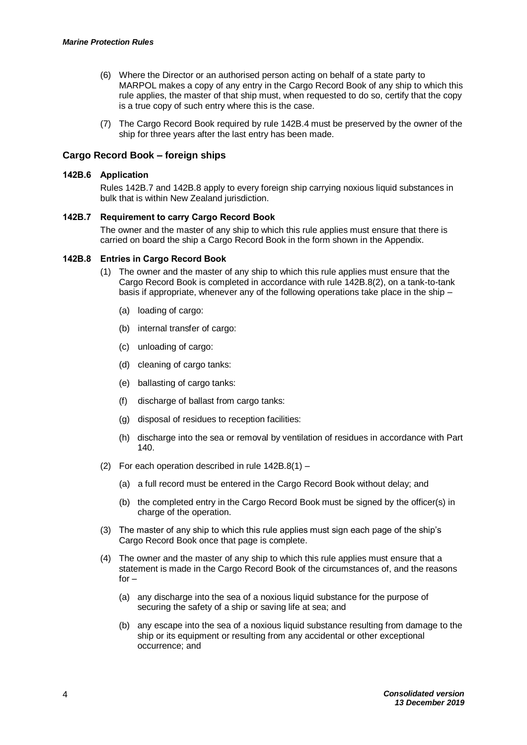(6) Where the Director or an authorised person acting on behalf of a state party to MARPOL makes a copy of any entry in the Cargo Record Book of any ship to which this rule applies, the master of that ship must, when requested to do so, certify that the copy is a true copy of such entry where this is the case.

(7) The Cargo Record Book required by rule 142B.4 must be preserved by the owner of the ship for three years after the last entry has been made.

## Cargo Record Book – foreign ships

### 142B.6 Application

Rules 142B.7 and 142B.8 apply to every foreign ship carrying noxious liquid substances in bulk that is within New Zealand jurisdiction.

### 142B.7 Requirement to carry Cargo Record Book

The owner and the master of any ship to which this rule applies must ensure that there is carried on board the ship a Cargo Record Book in the form shown in the Appendix.

### 142B.8 Entries in Cargo Record Book

(1) The owner and the master of any ship to which this rule applies must ensure that the Cargo Record Book is completed in accordance with rule 142B.8(2), on a tank-to-tank basis if appropriate, whenever any of the following operations take place in the ship –

(a) loading of cargo:

(b) internal transfer of cargo:

(c) unloading of cargo:

(d) cleaning of cargo tanks:

(e) ballasting of cargo tanks:

(f) discharge of ballast from cargo tanks:

(g) disposal of residues to reception facilities:

(h) discharge into the sea or removal by ventilation of residues in accordance with Part 140.

(2) For each operation described in rule 142B.8(1) –

(a) a full record must be entered in the Cargo Record Book without delay; and

(b) the completed entry in the Cargo Record Book must be signed by the officer(s) in charge of the operation.

(3) The master of any ship to which this rule applies must sign each page of the ship's Cargo Record Book once that page is complete.

(4) The owner and the master of any ship to which this rule applies must ensure that a statement is made in the Cargo Record Book of the circumstances of, and the reasons for –

(a) any discharge into the sea of a noxious liquid substance for the purpose of securing the safety of a ship or saving life at sea; and

(b) any escape into the sea of a noxious liquid substance resulting from damage to the ship or its equipment or resulting from any accidental or other exceptional occurrence; and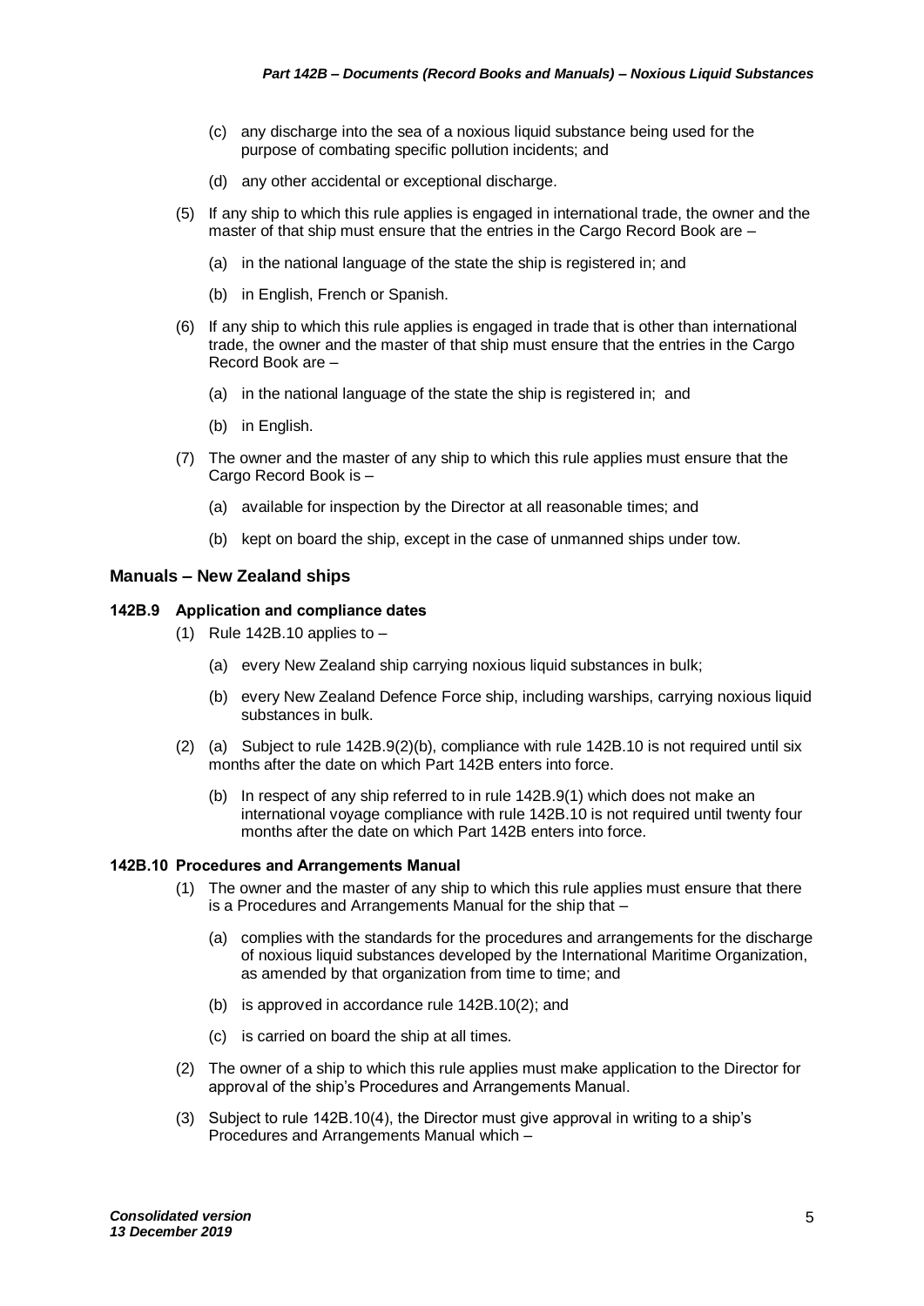(c) any discharge into the sea of a noxious liquid substance being used for the purpose of combating specific pollution incidents; and

(d) any other accidental or exceptional discharge.

(5) If any ship to which this rule applies is engaged in international trade, the owner and the master of that ship must ensure that the entries in the Cargo Record Book are –

(a) in the national language of the state the ship is registered in; and

(b) in English, French or Spanish.

(6) If any ship to which this rule applies is engaged in trade that is other than international trade, the owner and the master of that ship must ensure that the entries in the Cargo Record Book are –

(a) in the national language of the state the ship is registered in; and

(b) in English.

(7) The owner and the master of any ship to which this rule applies must ensure that the Cargo Record Book is –

(a) available for inspection by the Director at all reasonable times; and

(b) kept on board the ship, except in the case of unmanned ships under tow.

## Manuals – New Zealand ships

### 142B.9 Application and compliance dates

(1) Rule 142B.10 applies to –

(a) every New Zealand ship carrying noxious liquid substances in bulk;

(b) every New Zealand Defence Force ship, including warships, carrying noxious liquid substances in bulk.

(2) (a) Subject to rule 142B.9(2)(b), compliance with rule 142B.10 is not required until six months after the date on which Part 142B enters into force.

(b) In respect of any ship referred to in rule 142B.9(1) which does not make an international voyage compliance with rule 142B.10 is not required until twenty four months after the date on which Part 142B enters into force.

### 142B.10 Procedures and Arrangements Manual

(1) The owner and the master of any ship to which this rule applies must ensure that there is a Procedures and Arrangements Manual for the ship that –

(a) complies with the standards for the procedures and arrangements for the discharge of noxious liquid substances developed by the International Maritime Organization, as amended by that organization from time to time; and

(b) is approved in accordance rule 142B.10(2); and

(c) is carried on board the ship at all times.

(2) The owner of a ship to which this rule applies must make application to the Director for approval of the ship's Procedures and Arrangements Manual.

(3) Subject to rule 142B.10(4), the Director must give approval in writing to a ship's Procedures and Arrangements Manual which –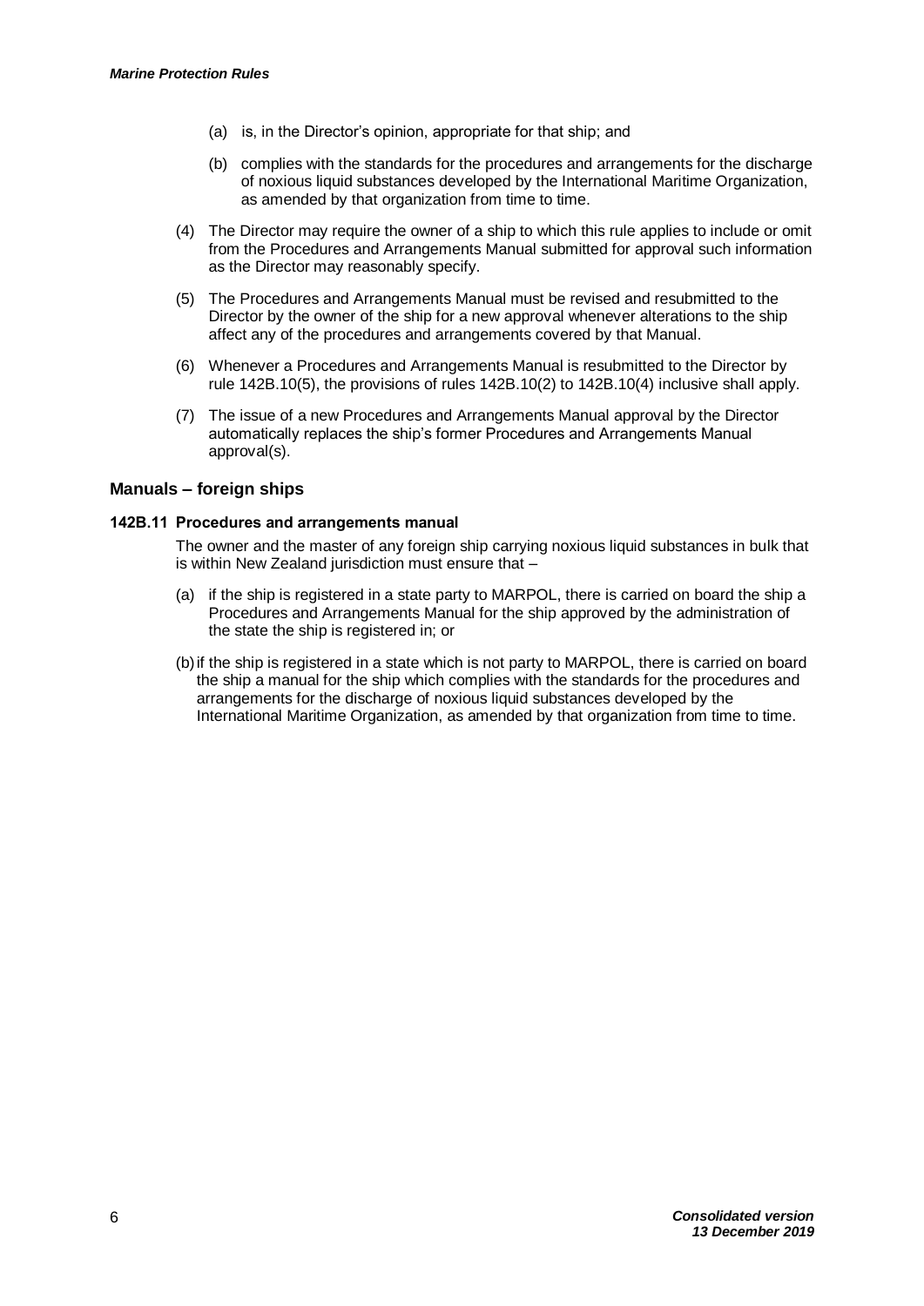(a) is, in the Director's opinion, appropriate for that ship; and

(b) complies with the standards for the procedures and arrangements for the discharge of noxious liquid substances developed by the International Maritime Organization, as amended by that organization from time to time.

(4) The Director may require the owner of a ship to which this rule applies to include or omit from the Procedures and Arrangements Manual submitted for approval such information as the Director may reasonably specify.

(5) The Procedures and Arrangements Manual must be revised and resubmitted to the Director by the owner of the ship for a new approval whenever alterations to the ship affect any of the procedures and arrangements covered by that Manual.

(6) Whenever a Procedures and Arrangements Manual is resubmitted to the Director by rule 142B.10(5), the provisions of rules 142B.10(2) to 142B.10(4) inclusive shall apply.

(7) The issue of a new Procedures and Arrangements Manual approval by the Director automatically replaces the ship's former Procedures and Arrangements Manual approval(s).

## Manuals – foreign ships

### 142B.11 Procedures and arrangements manual

The owner and the master of any foreign ship carrying noxious liquid substances in bulk that is within New Zealand jurisdiction must ensure that –

(a) if the ship is registered in a state party to MARPOL, there is carried on board the ship a Procedures and Arrangements Manual for the ship approved by the administration of the state the ship is registered in; or

(b) if the ship is registered in a state which is not party to MARPOL, there is carried on board the ship a manual for the ship which complies with the standards for the procedures and arrangements for the discharge of noxious liquid substances developed by the International Maritime Organization, as amended by that organization from time to time.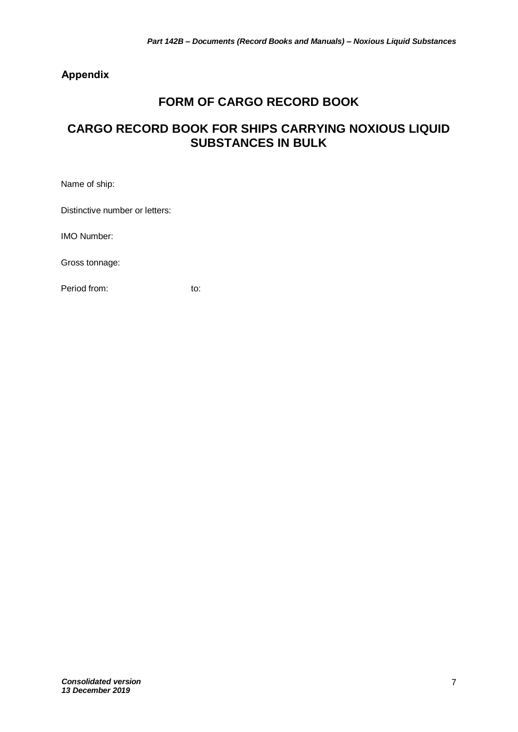## Appendix

# FORM OF CARGO RECORD BOOK

# CARGO RECORD BOOK FOR SHIPS CARRYING NOXIOUS LIQUID SUBSTANCES IN BULK

Name of ship:

Distinctive number or letters:

IMO Number:

Gross tonnage:

Period from: to: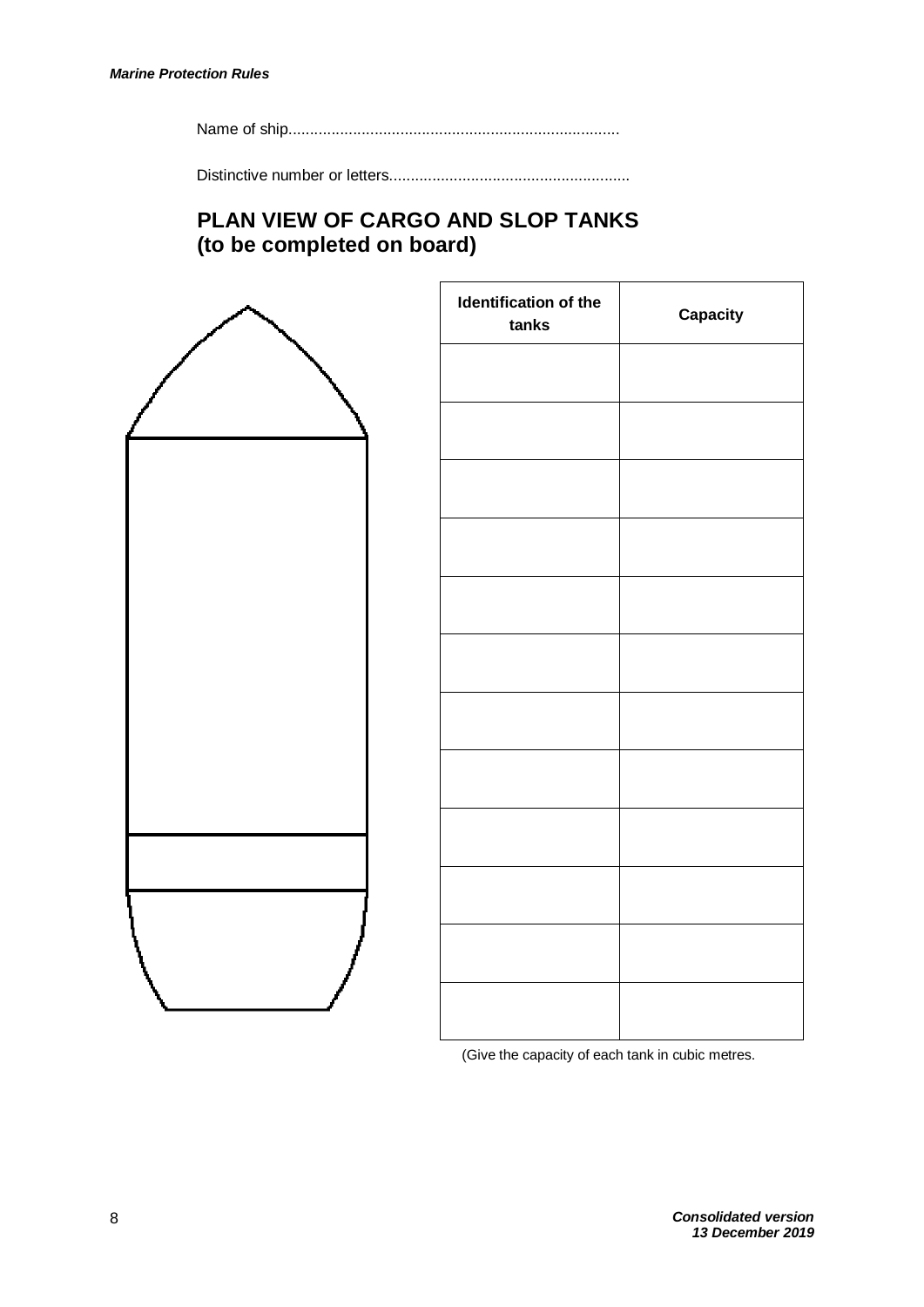Name of ship............................................................................

Distinctive number or letters........................................................

## PLAN VIEW OF CARGO AND SLOP TANKS (to be completed on board)

| Identification of the tanks | Capacity |
|---|---|
| | |
| | |
| | |
| | |
| | |
| | |
| | |
| | |
| | |
| | |
| | |
| | |

(Give the capacity of each tank in cubic metres.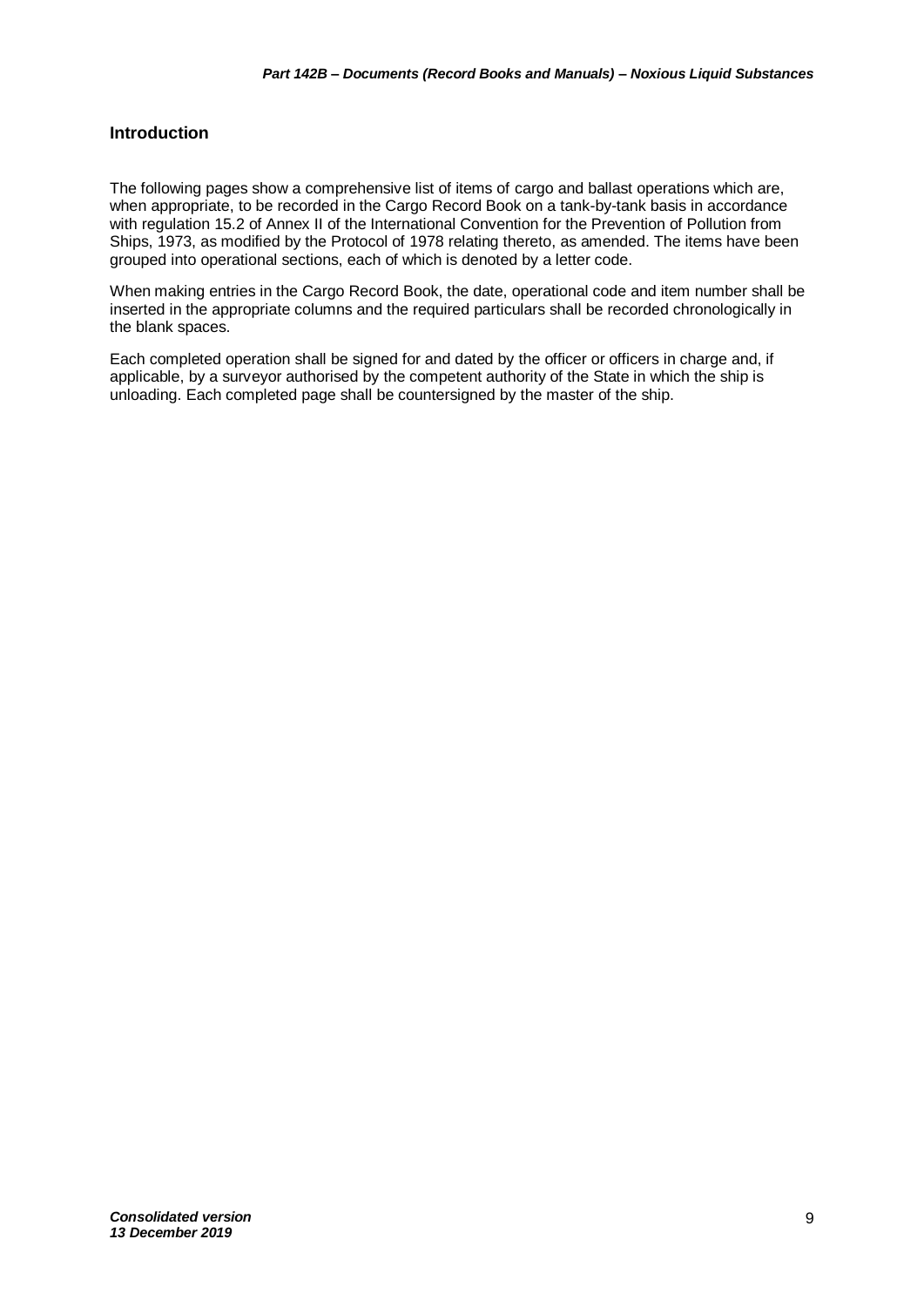## Introduction

The following pages show a comprehensive list of items of cargo and ballast operations which are, when appropriate, to be recorded in the Cargo Record Book on a tank-by-tank basis in accordance with regulation 15.2 of Annex II of the International Convention for the Prevention of Pollution from Ships, 1973, as modified by the Protocol of 1978 relating thereto, as amended. The items have been grouped into operational sections, each of which is denoted by a letter code.

When making entries in the Cargo Record Book, the date, operational code and item number shall be inserted in the appropriate columns and the required particulars shall be recorded chronologically in the blank spaces.

Each completed operation shall be signed for and dated by the officer or officers in charge and, if applicable, by a surveyor authorised by the competent authority of the State in which the ship is unloading. Each completed page shall be countersigned by the master of the ship.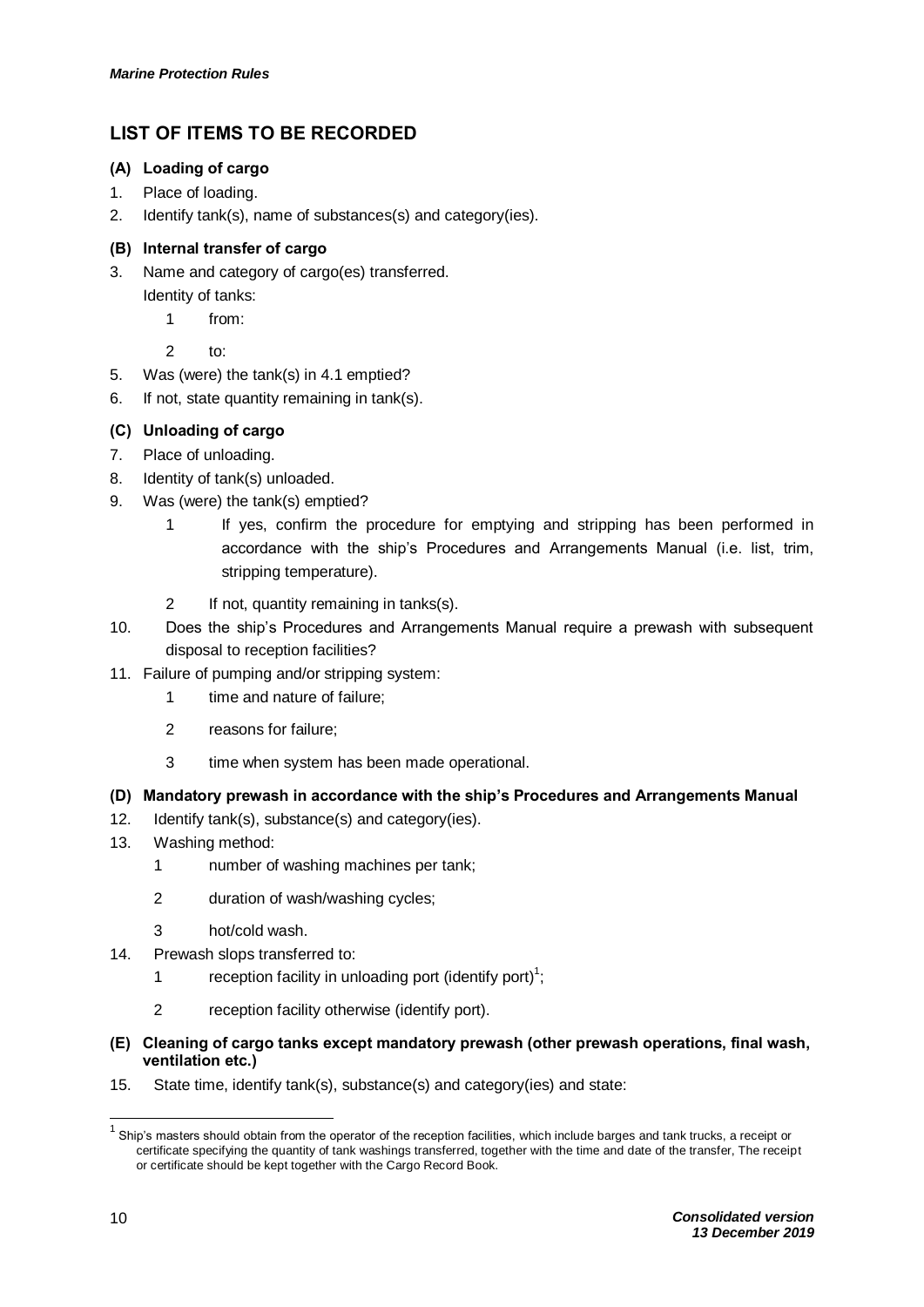## LIST OF ITEMS TO BE RECORDED

**(A) Loading of cargo**

1. Place of loading.
2. Identify tank(s), name of substances(s) and category(ies).

**(B) Internal transfer of cargo**

3. Name and category of cargo(es) transferred.
   Identity of tanks:
   1 from:
   2 to:
5. Was (were) the tank(s) in 4.1 emptied?
6. If not, state quantity remaining in tank(s).

**(C) Unloading of cargo**

7. Place of unloading.
8. Identity of tank(s) unloaded.
9. Was (were) the tank(s) emptied?
   1 If yes, confirm the procedure for emptying and stripping has been performed in accordance with the ship's Procedures and Arrangements Manual (i.e. list, trim, stripping temperature).
   2 If not, quantity remaining in tanks(s).
10. Does the ship's Procedures and Arrangements Manual require a prewash with subsequent disposal to reception facilities?
11. Failure of pumping and/or stripping system:
    1 time and nature of failure;
    2 reasons for failure;
    3 time when system has been made operational.

**(D) Mandatory prewash in accordance with the ship's Procedures and Arrangements Manual**

12. Identify tank(s), substance(s) and category(ies).
13. Washing method:
    1 number of washing machines per tank;
    2 duration of wash/washing cycles;
    3 hot/cold wash.
14. Prewash slops transferred to:
    1 reception facility in unloading port (identify port)[1];
    2 reception facility otherwise (identify port).

**(E) Cleaning of cargo tanks except mandatory prewash (other prewash operations, final wash, ventilation etc.)**

15. State time, identify tank(s), substance(s) and category(ies) and state:

---

[1] Ship's masters should obtain from the operator of the reception facilities, which include barges and tank trucks, a receipt or certificate specifying the quantity of tank washings transferred, together with the time and date of the transfer, The receipt or certificate should be kept together with the Cargo Record Book.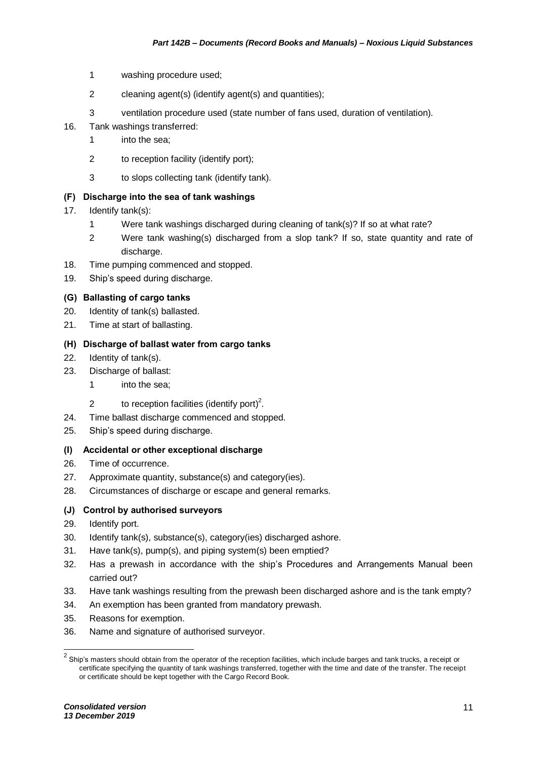1 washing procedure used;

2 cleaning agent(s) (identify agent(s) and quantities);

3 ventilation procedure used (state number of fans used, duration of ventilation).

16. Tank washings transferred:

1 into the sea;

2 to reception facility (identify port);

3 to slops collecting tank (identify tank).

**(F) Discharge into the sea of tank washings**

17. Identify tank(s):

1 Were tank washings discharged during cleaning of tank(s)? If so at what rate?

2 Were tank washing(s) discharged from a slop tank? If so, state quantity and rate of discharge.

18. Time pumping commenced and stopped.
19. Ship's speed during discharge.

**(G) Ballasting of cargo tanks**

20. Identity of tank(s) ballasted.
21. Time at start of ballasting.

**(H) Discharge of ballast water from cargo tanks**

22. Identity of tank(s).
23. Discharge of ballast:

1 into the sea;

2 to reception facilities (identify port)[2].

24. Time ballast discharge commenced and stopped.
25. Ship's speed during discharge.

**(I) Accidental or other exceptional discharge**

26. Time of occurrence.
27. Approximate quantity, substance(s) and category(ies).
28. Circumstances of discharge or escape and general remarks.

**(J) Control by authorised surveyors**

29. Identify port.
30. Identify tank(s), substance(s), category(ies) discharged ashore.
31. Have tank(s), pump(s), and piping system(s) been emptied?
32. Has a prewash in accordance with the ship's Procedures and Arrangements Manual been carried out?
33. Have tank washings resulting from the prewash been discharged ashore and is the tank empty?
34. An exemption has been granted from mandatory prewash.
35. Reasons for exemption.
36. Name and signature of authorised surveyor.

---

[2] Ship's masters should obtain from the operator of the reception facilities, which include barges and tank trucks, a receipt or certificate specifying the quantity of tank washings transferred, together with the time and date of the transfer. The receipt or certificate should be kept together with the Cargo Record Book.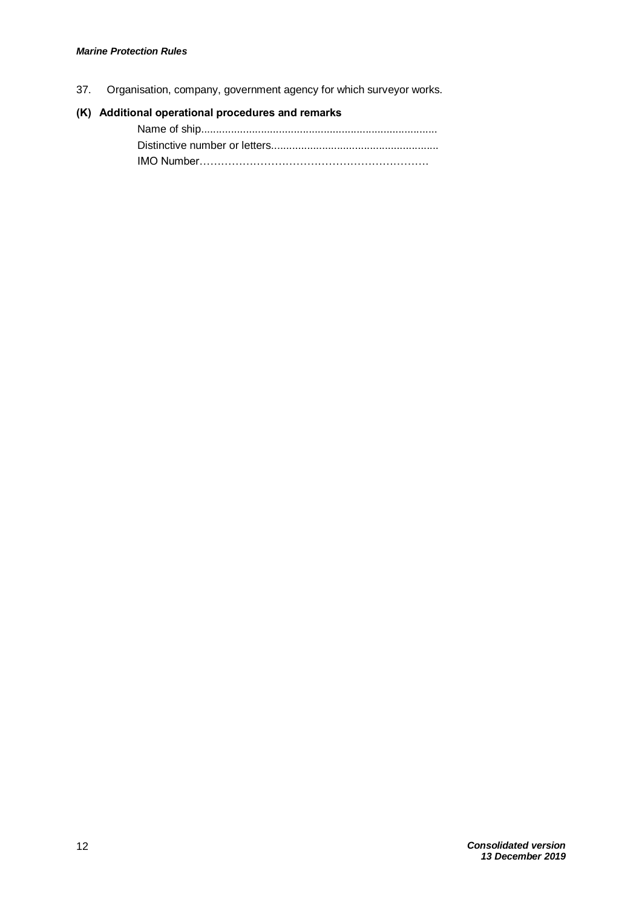37. Organisation, company, government agency for which surveyor works.

**(K) Additional operational procedures and remarks**

Name of ship..............................................................................

Distinctive number or letters.......................................................

IMO Number…………………………………………………………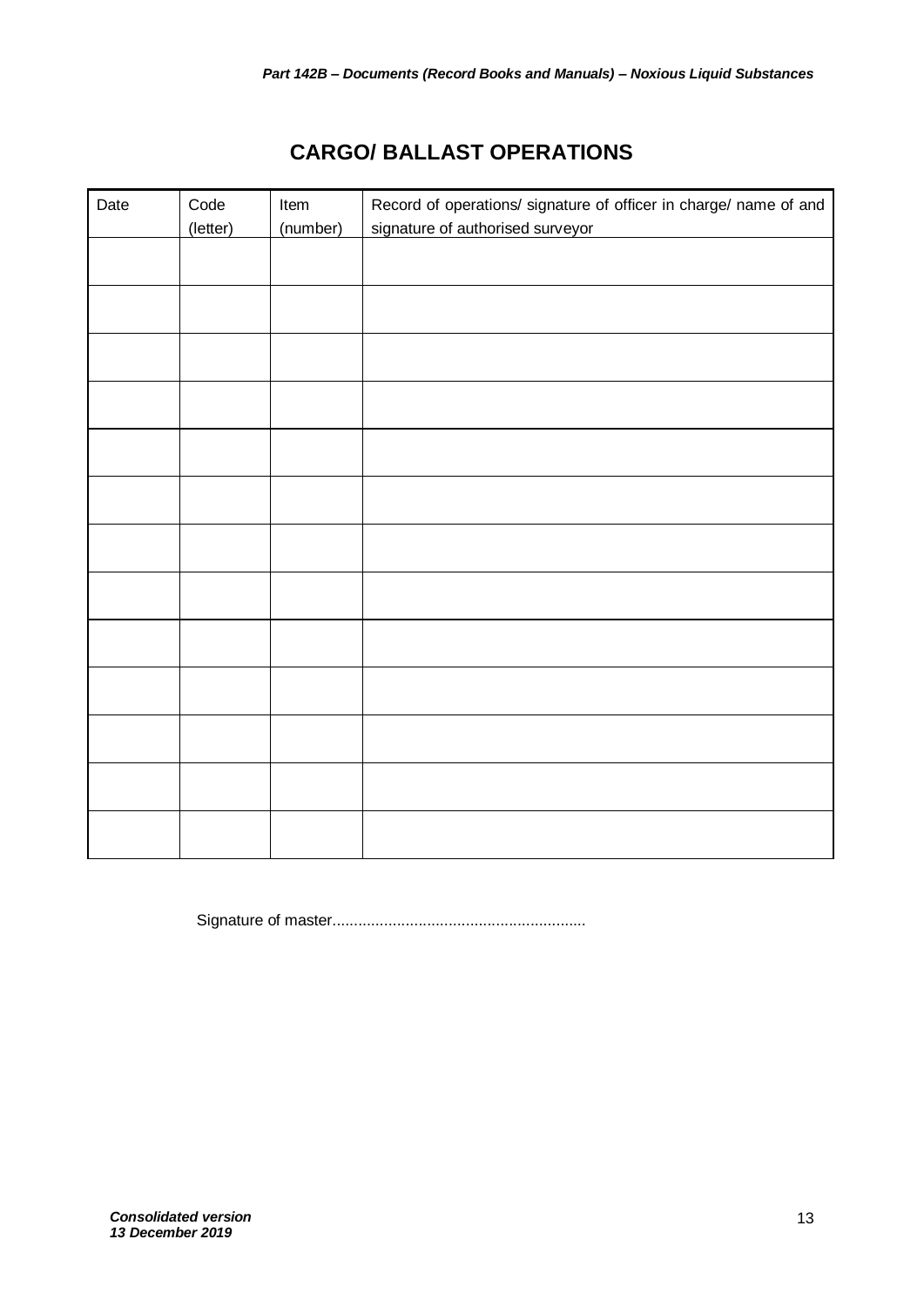## CARGO/ BALLAST OPERATIONS

| Date | Code (letter) | Item (number) | Record of operations/ signature of officer in charge/ name of and signature of authorised surveyor |
|---|---|---|---|
| | | | |
| | | | |
| | | | |
| | | | |
| | | | |
| | | | |
| | | | |
| | | | |
| | | | |
| | | | |
| | | | |
| | | | |
| | | | |

Signature of master...........................................................